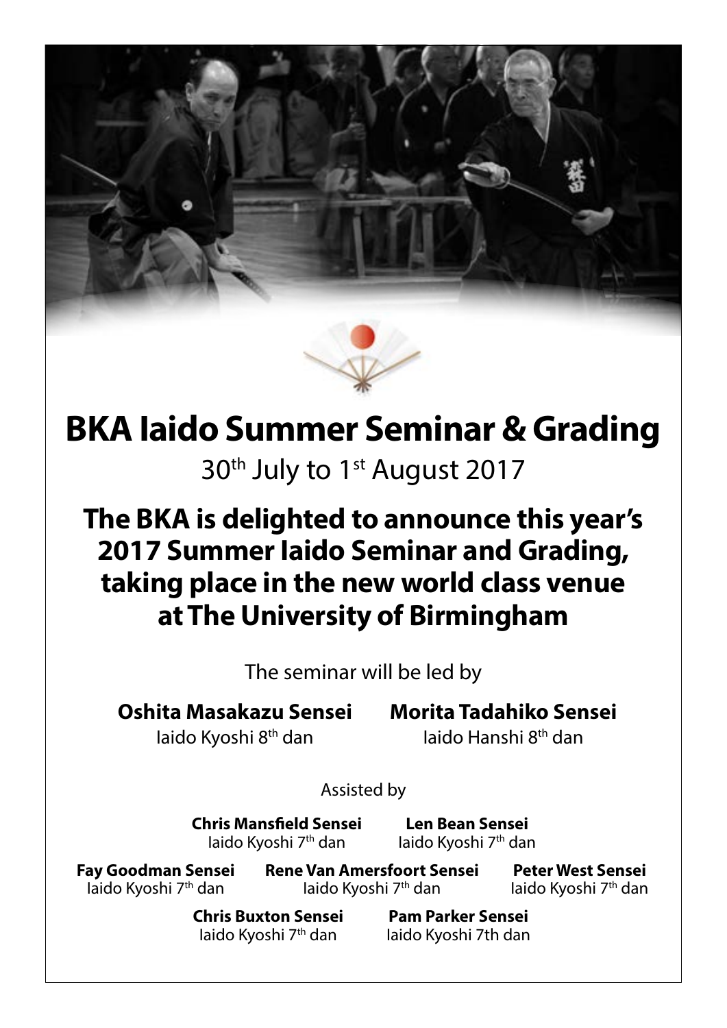# BKA Iaido Summer Seminar & Grading

30th July to 1st August 2017

## The BKA is delighted to announce this year's 2017 Summer Iaido Seminar and Grading, taking place in the new world class venue at The University of Birmingham

The seminar will be led by

**Oshita Masakazu Sensei**
Iaido Kyoshi 8th dan

**Morita Tadahiko Sensei**
Iaido Hanshi 8th dan

Assisted by

**Chris Mansfield Sensei**
Iaido Kyoshi 7th dan

**Len Bean Sensei**
Iaido Kyoshi 7th dan

**Fay Goodman Sensei**
Iaido Kyoshi 7th dan

**Rene Van Amersfoort Sensei**
Iaido Kyoshi 7th dan

**Peter West Sensei**
Iaido Kyoshi 7th dan

**Chris Buxton Sensei**
Iaido Kyoshi 7th dan

**Pam Parker Sensei**
Iaido Kyoshi 7th dan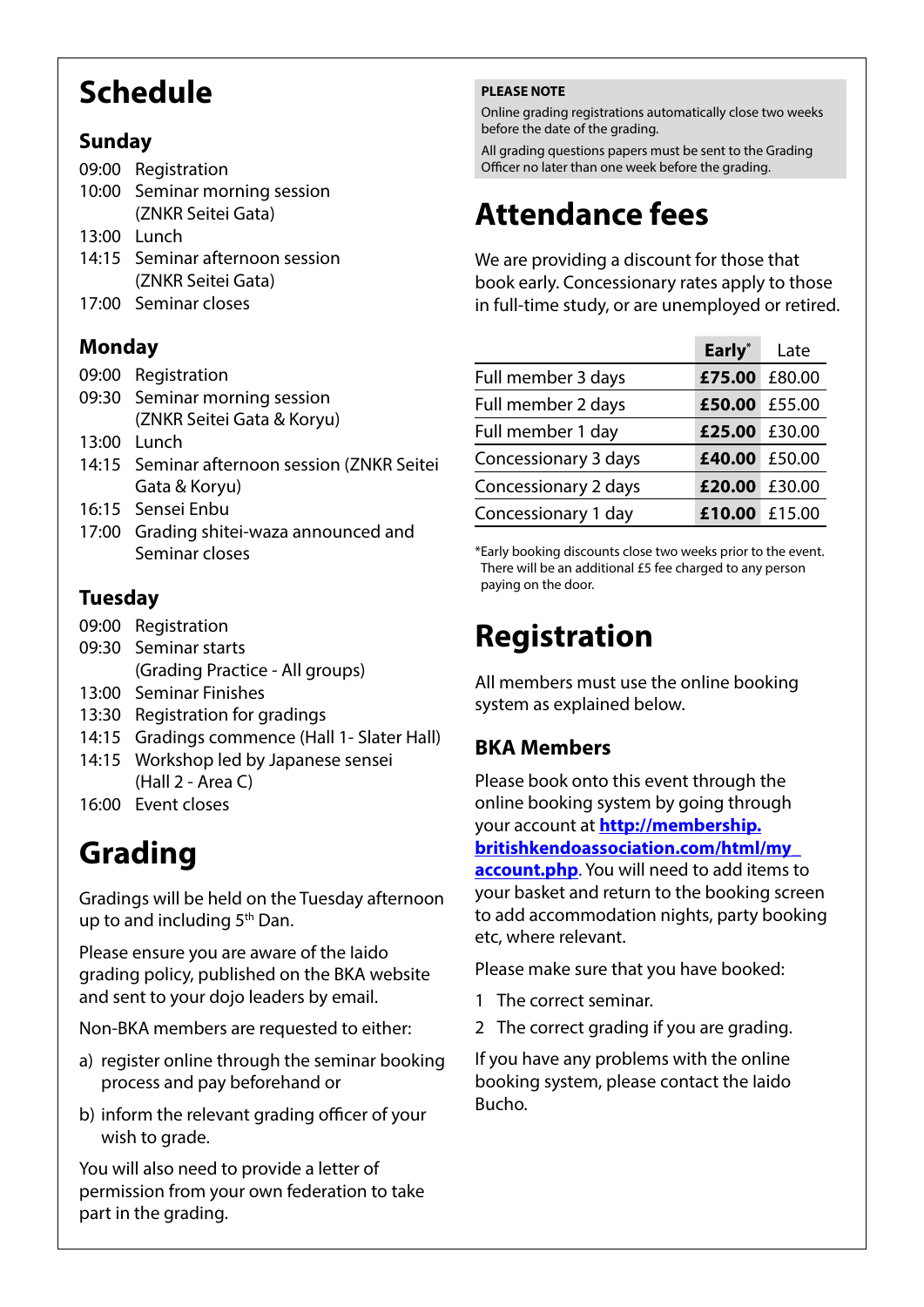# Schedule

## Sunday

09:00 Registration
10:00 Seminar morning session (ZNKR Seitei Gata)
13:00 Lunch
14:15 Seminar afternoon session (ZNKR Seitei Gata)
17:00 Seminar closes

## Monday

09:00 Registration
09:30 Seminar morning session (ZNKR Seitei Gata & Koryu)
13:00 Lunch
14:15 Seminar afternoon session (ZNKR Seitei Gata & Koryu)
16:15 Sensei Enbu
17:00 Grading shitei-waza announced and Seminar closes

## Tuesday

09:00 Registration
09:30 Seminar starts (Grading Practice - All groups)
13:00 Seminar Finishes
13:30 Registration for gradings
14:15 Gradings commence (Hall 1- Slater Hall)
14:15 Workshop led by Japanese sensei (Hall 2 - Area C)
16:00 Event closes

# Grading

Gradings will be held on the Tuesday afternoon up to and including 5th Dan.

Please ensure you are aware of the Iaido grading policy, published on the BKA website and sent to your dojo leaders by email.

Non-BKA members are requested to either:

a) register online through the seminar booking process and pay beforehand or

b) inform the relevant grading officer of your wish to grade.

You will also need to provide a letter of permission from your own federation to take part in the grading.

**PLEASE NOTE**

Online grading registrations automatically close two weeks before the date of the grading.

All grading questions papers must be sent to the Grading Officer no later than one week before the grading.

# Attendance fees

We are providing a discount for those that book early. Concessionary rates apply to those in full-time study, or are unemployed or retired.

| | **Early*** | Late |
|---|---|---|
| Full member 3 days | **£75.00** | £80.00 |
| Full member 2 days | **£50.00** | £55.00 |
| Full member 1 day | **£25.00** | £30.00 |
| Concessionary 3 days | **£40.00** | £50.00 |
| Concessionary 2 days | **£20.00** | £30.00 |
| Concessionary 1 day | **£10.00** | £15.00 |

*Early booking discounts close two weeks prior to the event. There will be an additional £5 fee charged to any person paying on the door.

# Registration

All members must use the online booking system as explained below.

## BKA Members

Please book onto this event through the online booking system by going through your account at **http://membership.britishkendoassociation.com/html/my_account.php**. You will need to add items to your basket and return to the booking screen to add accommodation nights, party booking etc, where relevant.

Please make sure that you have booked:

1 The correct seminar.
2 The correct grading if you are grading.

If you have any problems with the online booking system, please contact the Iaido Bucho.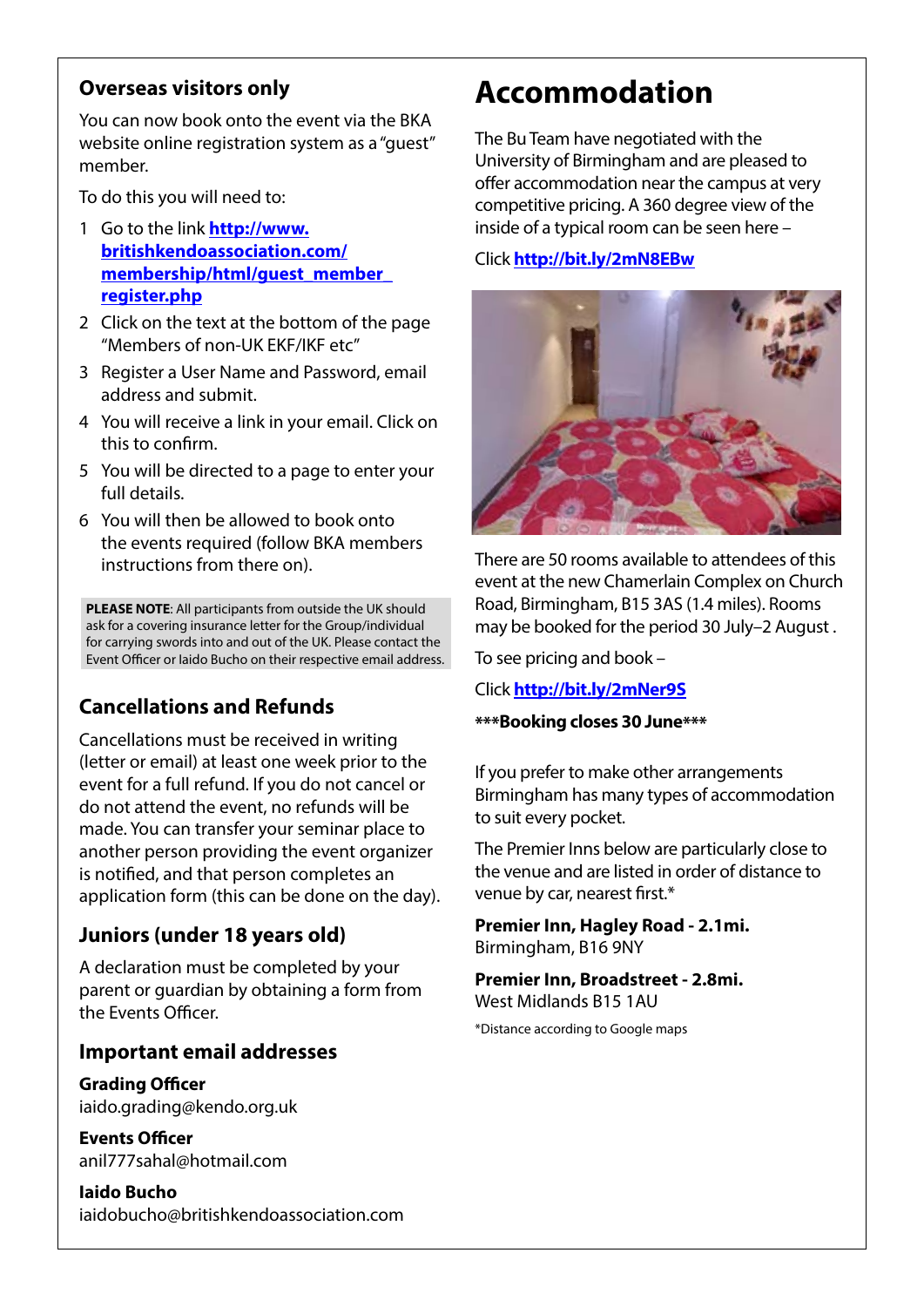## Overseas visitors only

You can now book onto the event via the BKA website online registration system as a "guest" member.

To do this you will need to:

1. Go to the link **http://www.britishkendoassociation.com/membership/html/guest_member_register.php**
2. Click on the text at the bottom of the page "Members of non-UK EKF/IKF etc"
3. Register a User Name and Password, email address and submit.
4. You will receive a link in your email. Click on this to confirm.
5. You will be directed to a page to enter your full details.
6. You will then be allowed to book onto the events required (follow BKA members instructions from there on).

**PLEASE NOTE**: All participants from outside the UK should ask for a covering insurance letter for the Group/individual for carrying swords into and out of the UK. Please contact the Event Officer or Iaido Bucho on their respective email address.

## Cancellations and Refunds

Cancellations must be received in writing (letter or email) at least one week prior to the event for a full refund. If you do not cancel or do not attend the event, no refunds will be made. You can transfer your seminar place to another person providing the event organizer is notified, and that person completes an application form (this can be done on the day).

## Juniors (under 18 years old)

A declaration must be completed by your parent or guardian by obtaining a form from the Events Officer.

## Important email addresses

**Grading Officer**
iaido.grading@kendo.org.uk

**Events Officer**
anil777sahal@hotmail.com

**Iaido Bucho**
iaidobucho@britishkendoassociation.com

# Accommodation

The Bu Team have negotiated with the University of Birmingham and are pleased to offer accommodation near the campus at very competitive pricing. A 360 degree view of the inside of a typical room can be seen here –

Click **http://bit.ly/2mN8EBw**

There are 50 rooms available to attendees of this event at the new Chamerlain Complex on Church Road, Birmingham, B15 3AS (1.4 miles). Rooms may be booked for the period 30 July–2 August .

To see pricing and book –

Click **http://bit.ly/2mNer9S**

**\*\*\*Booking closes 30 June\*\*\***

If you prefer to make other arrangements Birmingham has many types of accommodation to suit every pocket.

The Premier Inns below are particularly close to the venue and are listed in order of distance to venue by car, nearest first.*

**Premier Inn, Hagley Road - 2.1mi.**
Birmingham, B16 9NY

**Premier Inn, Broadstreet - 2.8mi.**
West Midlands B15 1AU

*Distance according to Google maps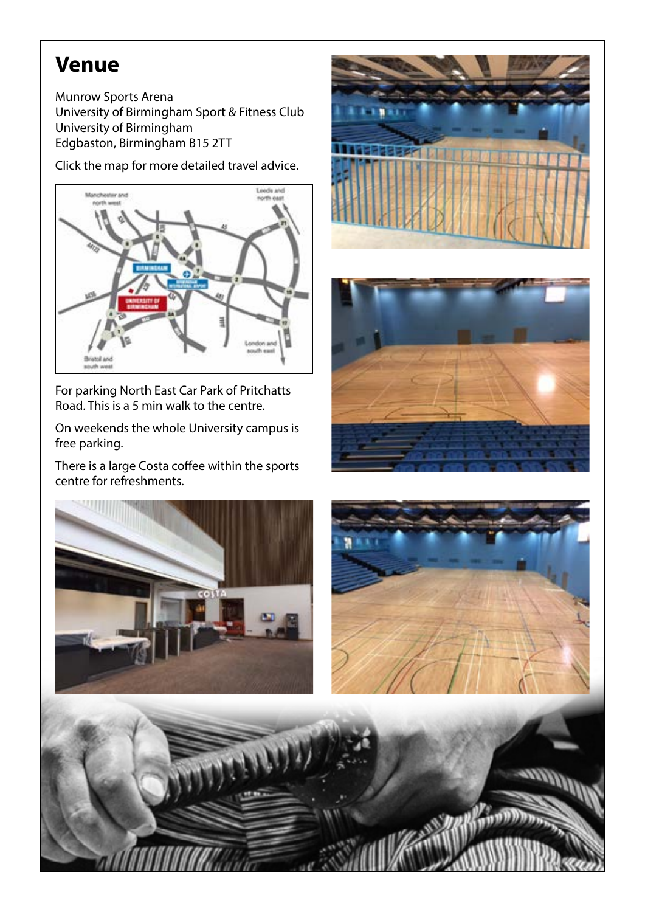# Venue

Munrow Sports Arena
University of Birmingham Sport & Fitness Club
University of Birmingham
Edgbaston, Birmingham B15 2TT

Click the map for more detailed travel advice.

For parking North East Car Park of Pritchatts Road. This is a 5 min walk to the centre.

On weekends the whole University campus is free parking.

There is a large Costa coffee within the sports centre for refreshments.